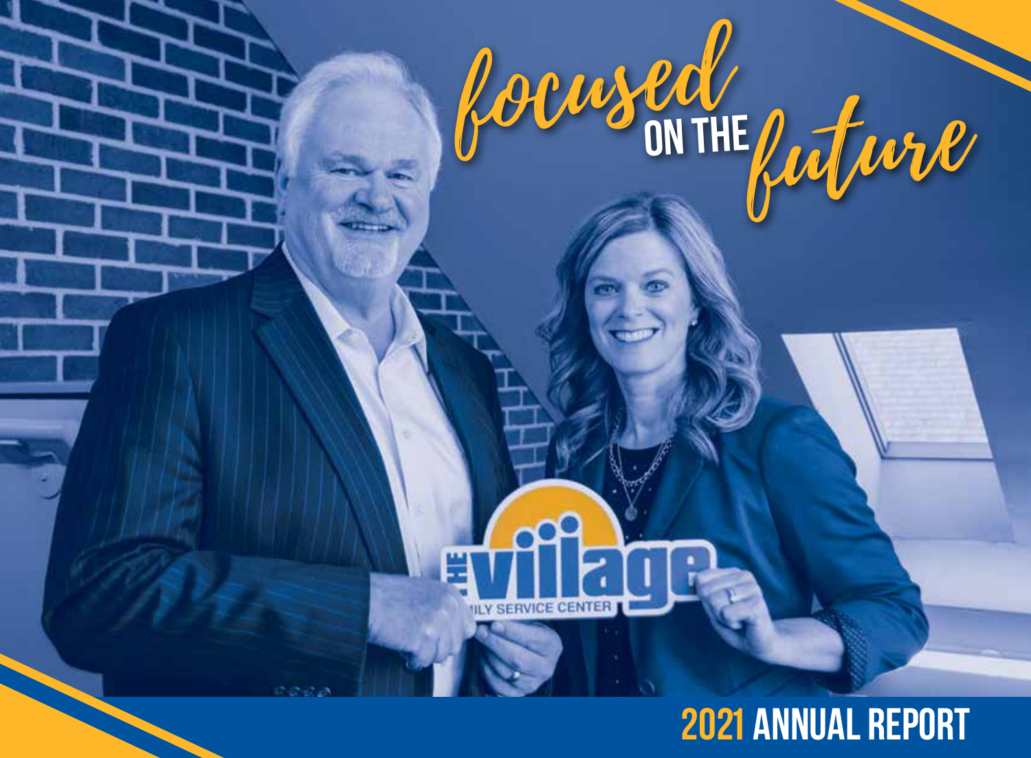# focused ON THE future

## 2021 ANNUAL REPORT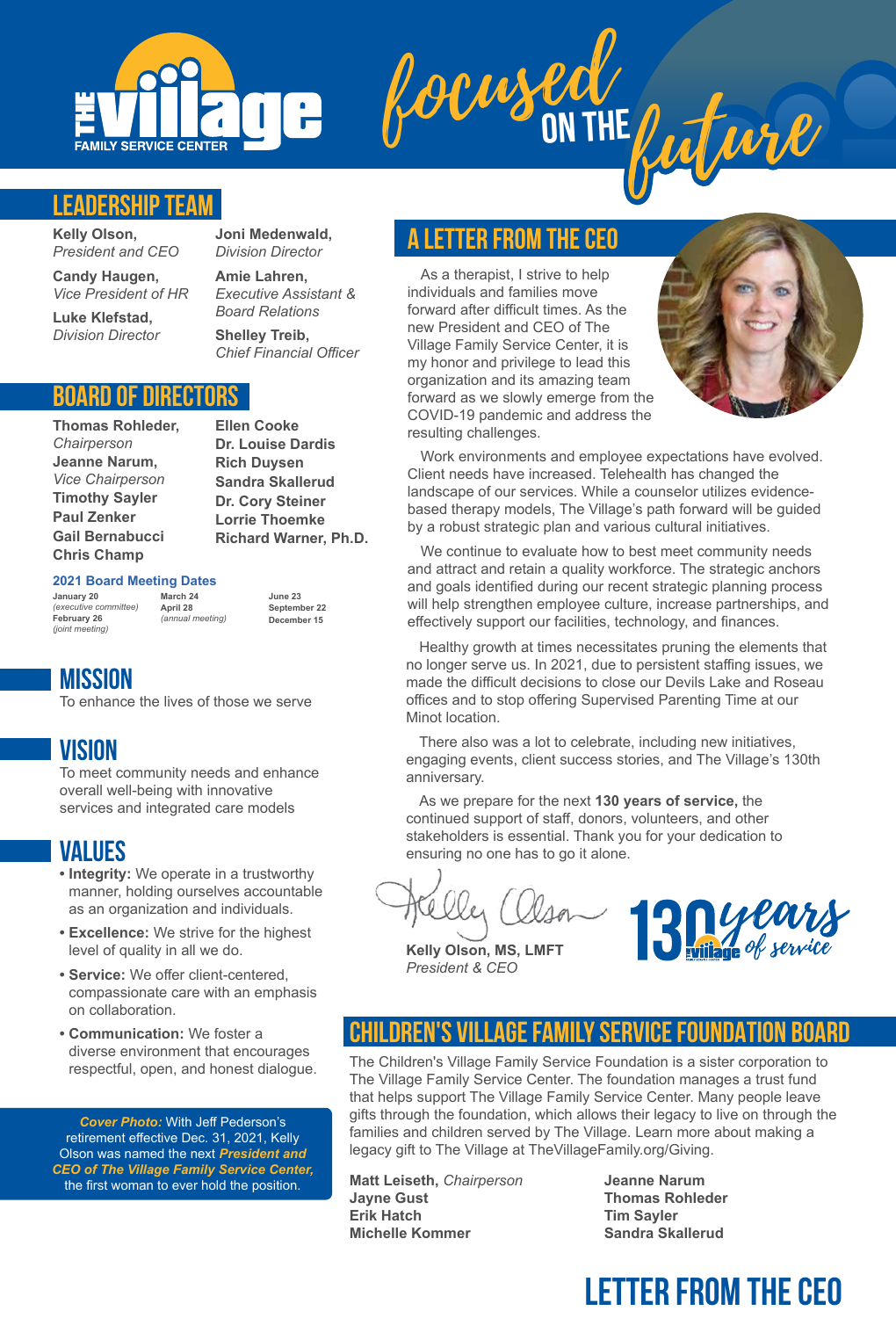# focused ON THE future

## LEADERSHIP TEAM

**Kelly Olson,**
*President and CEO*

**Candy Haugen,**
*Vice President of HR*

**Luke Klefstad,**
*Division Director*

**Joni Medenwald,**
*Division Director*

**Amie Lahren,**
*Executive Assistant & Board Relations*

**Shelley Treib,**
*Chief Financial Officer*

## BOARD OF DIRECTORS

**Thomas Rohleder,**
*Chairperson*
**Jeanne Narum,**
*Vice Chairperson*
**Timothy Sayler**
**Paul Zenker**
**Gail Bernabucci**
**Chris Champ**
**Ellen Cooke**
**Dr. Louise Dardis**
**Rich Duysen**
**Sandra Skallerud**
**Dr. Cory Steiner**
**Lorrie Thoemke**
**Richard Warner, Ph.D.**

### 2021 Board Meeting Dates

**January 20**
*(executive committee)*
**February 26**
*(joint meeting)*
**March 24**
**April 28**
*(annual meeting)*
**June 23**
**September 22**
**December 15**

## MISSION

To enhance the lives of those we serve

## VISION

To meet community needs and enhance overall well-being with innovative services and integrated care models

## VALUES

- **Integrity:** We operate in a trustworthy manner, holding ourselves accountable as an organization and individuals.
- **Excellence:** We strive for the highest level of quality in all we do.
- **Service:** We offer client-centered, compassionate care with an emphasis on collaboration.
- **Communication:** We foster a diverse environment that encourages respectful, open, and honest dialogue.

***Cover Photo:*** With Jeff Pederson's retirement effective Dec. 31, 2021, Kelly Olson was named the next ***President and CEO of The Village Family Service Center,*** the first woman to ever hold the position.

## A LETTER FROM THE CEO

As a therapist, I strive to help individuals and families move forward after difficult times. As the new President and CEO of The Village Family Service Center, it is my honor and privilege to lead this organization and its amazing team forward as we slowly emerge from the COVID-19 pandemic and address the resulting challenges.

Work environments and employee expectations have evolved. Client needs have increased. Telehealth has changed the landscape of our services. While a counselor utilizes evidence-based therapy models, The Village's path forward will be guided by a robust strategic plan and various cultural initiatives.

We continue to evaluate how to best meet community needs and attract and retain a quality workforce. The strategic anchors and goals identified during our recent strategic planning process will help strengthen employee culture, increase partnerships, and effectively support our facilities, technology, and finances.

Healthy growth at times necessitates pruning the elements that no longer serve us. In 2021, due to persistent staffing issues, we made the difficult decisions to close our Devils Lake and Roseau offices and to stop offering Supervised Parenting Time at our Minot location.

There also was a lot to celebrate, including new initiatives, engaging events, client success stories, and The Village's 130th anniversary.

As we prepare for the next **130 years of service,** the continued support of staff, donors, volunteers, and other stakeholders is essential. Thank you for your dedication to ensuring no one has to go it alone.

**Kelly Olson, MS, LMFT**
*President & CEO*

130 years of service

## CHILDREN'S VILLAGE FAMILY SERVICE FOUNDATION BOARD

The Children's Village Family Service Foundation is a sister corporation to The Village Family Service Center. The foundation manages a trust fund that helps support The Village Family Service Center. Many people leave gifts through the foundation, which allows their legacy to live on through the families and children served by The Village. Learn more about making a legacy gift to The Village at TheVillageFamily.org/Giving.

**Matt Leiseth,** *Chairperson*
**Jayne Gust**
**Erik Hatch**
**Michelle Kommer**
**Jeanne Narum**
**Thomas Rohleder**
**Tim Sayler**
**Sandra Skallerud**

# LETTER FROM THE CEO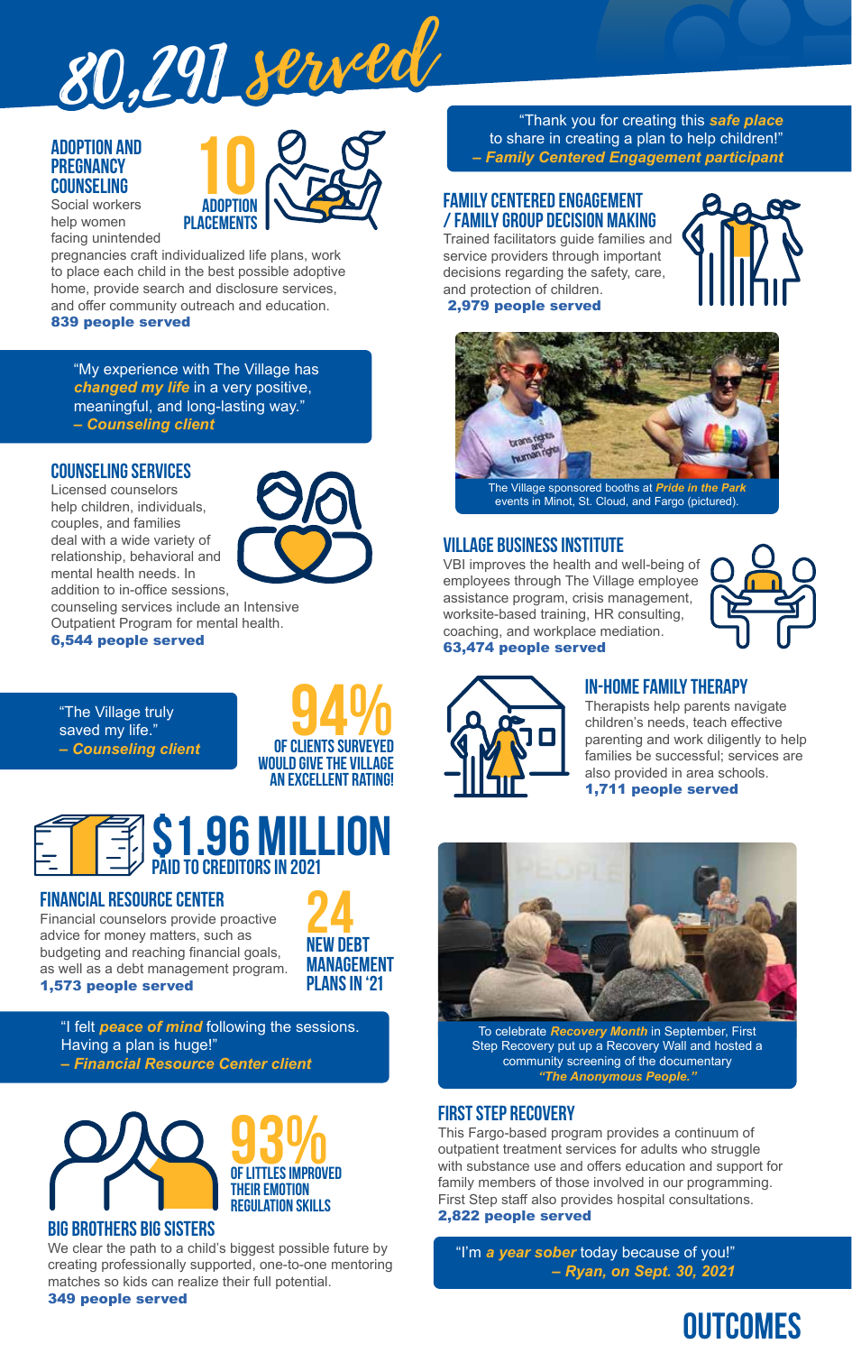# 80,291 served

## ADOPTION AND PREGNANCY COUNSELING

**10** ADOPTION PLACEMENTS

Social workers help women facing unintended pregnancies craft individualized life plans, work to place each child in the best possible adoptive home, provide search and disclosure services, and offer community outreach and education.
**839 people served**

> "My experience with The Village has ***changed my life*** in a very positive, meaningful, and long-lasting way."
> ***– Counseling client***

## COUNSELING SERVICES

Licensed counselors help children, individuals, couples, and families deal with a wide variety of relationship, behavioral and mental health needs. In addition to in-office sessions, counseling services include an Intensive Outpatient Program for mental health.
**6,544 people served**

> "The Village truly saved my life."
> ***– Counseling client***

**94%** OF CLIENTS SURVEYED WOULD GIVE THE VILLAGE AN EXCELLENT RATING!

**$1.96 MILLION** PAID TO CREDITORS IN 2021

## FINANCIAL RESOURCE CENTER

Financial counselors provide proactive advice for money matters, such as budgeting and reaching financial goals, as well as a debt management program.
**1,573 people served**

**24** NEW DEBT MANAGEMENT PLANS IN '21

> "I felt ***peace of mind*** following the sessions. Having a plan is huge!"
> ***– Financial Resource Center client***

**93%** OF LITTLES IMPROVED THEIR EMOTION REGULATION SKILLS

## BIG BROTHERS BIG SISTERS

We clear the path to a child's biggest possible future by creating professionally supported, one-to-one mentoring matches so kids can realize their full potential.
**349 people served**

> "Thank you for creating this ***safe place*** to share in creating a plan to help children!"
> ***– Family Centered Engagement participant***

## FAMILY CENTERED ENGAGEMENT / FAMILY GROUP DECISION MAKING

Trained facilitators guide families and service providers through important decisions regarding the safety, care, and protection of children.
**2,979 people served**

The Village sponsored booths at ***Pride in the Park*** events in Minot, St. Cloud, and Fargo (pictured).

## VILLAGE BUSINESS INSTITUTE

VBI improves the health and well-being of employees through The Village employee assistance program, crisis management, worksite-based training, HR consulting, coaching, and workplace mediation.
**63,474 people served**

## IN-HOME FAMILY THERAPY

Therapists help parents navigate children's needs, teach effective parenting and work diligently to help families be successful; services are also provided in area schools.
**1,711 people served**

To celebrate ***Recovery Month*** in September, First Step Recovery put up a Recovery Wall and hosted a community screening of the documentary ***"The Anonymous People."***

## FIRST STEP RECOVERY

This Fargo-based program provides a continuum of outpatient treatment services for adults who struggle with substance use and offers education and support for family members of those involved in our programming. First Step staff also provides hospital consultations.
**2,822 people served**

> "I'm ***a year sober*** today because of you!"
> ***– Ryan, on Sept. 30, 2021***

# OUTCOMES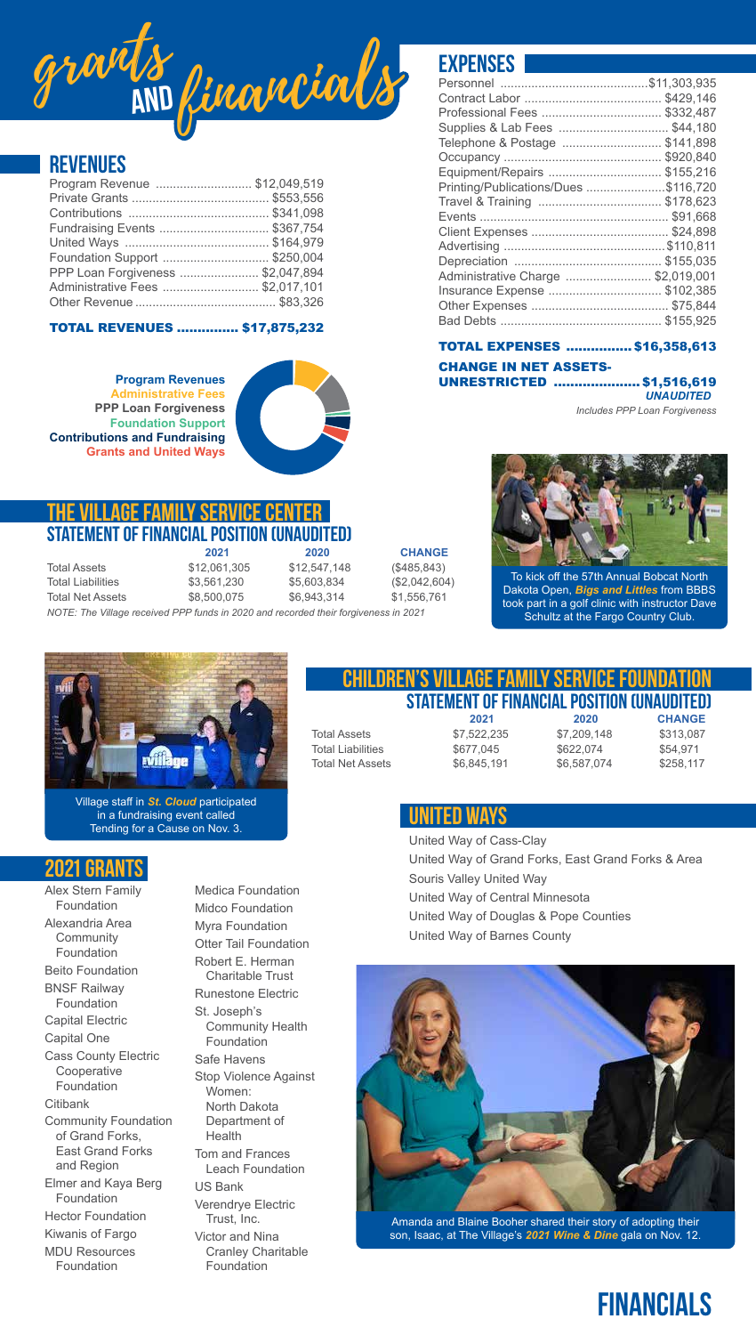# grants and financials

## REVENUES

| | |
|---|---|
| Program Revenue | $12,049,519 |
| Private Grants | $553,556 |
| Contributions | $341,098 |
| Fundraising Events | $367,754 |
| United Ways | $164,979 |
| Foundation Support | $250,004 |
| PPP Loan Forgiveness | $2,047,894 |
| Administrative Fees | $2,017,101 |
| Other Revenue | $83,326 |

**TOTAL REVENUES .............. $17,875,232**

**Program Revenues**
**Administrative Fees**
**PPP Loan Forgiveness**
**Foundation Support**
**Contributions and Fundraising**
**Grants and United Ways**

## EXPENSES

| | |
|---|---|
| Personnel | $11,303,935 |
| Contract Labor | $429,146 |
| Professional Fees | $332,487 |
| Supplies & Lab Fees | $44,180 |
| Telephone & Postage | $141,898 |
| Occupancy | $920,840 |
| Equipment/Repairs | $155,216 |
| Printing/Publications/Dues | $116,720 |
| Travel & Training | $178,623 |
| Events | $91,668 |
| Client Expenses | $24,898 |
| Advertising | $110,811 |
| Depreciation | $155,035 |
| Administrative Charge | $2,019,001 |
| Insurance Expense | $102,385 |
| Other Expenses | $75,844 |
| Bad Debts | $155,925 |

**TOTAL EXPENSES ............... $16,358,613**

**CHANGE IN NET ASSETS-UNRESTRICTED .................... $1,516,619**
***UNAUDITED***

*Includes PPP Loan Forgiveness*

## THE VILLAGE FAMILY SERVICE CENTER
### STATEMENT OF FINANCIAL POSITION (UNAUDITED)

| | 2021 | 2020 | CHANGE |
|---|---|---|---|
| Total Assets | $12,061,305 | $12,547,148 | ($485,843) |
| Total Liabilities | $3,561,230 | $5,603,834 | ($2,042,604) |
| Total Net Assets | $8,500,075 | $6,943,314 | $1,556,761 |

*NOTE: The Village received PPP funds in 2020 and recorded their forgiveness in 2021*

To kick off the 57th Annual Bobcat North Dakota Open, ***Bigs and Littles*** from BBBS took part in a golf clinic with instructor Dave Schultz at the Fargo Country Club.

Village staff in ***St. Cloud*** participated in a fundraising event called Tending for a Cause on Nov. 3.

## CHILDREN'S VILLAGE FAMILY SERVICE FOUNDATION
### STATEMENT OF FINANCIAL POSITION (UNAUDITED)

| | 2021 | 2020 | CHANGE |
|---|---|---|---|
| Total Assets | $7,522,235 | $7,209,148 | $313,087 |
| Total Liabilities | $677,045 | $622,074 | $54,971 |
| Total Net Assets | $6,845,191 | $6,587,074 | $258,117 |

## 2021 GRANTS

- Alex Stern Family Foundation
- Alexandria Area Community Foundation
- Beito Foundation
- BNSF Railway Foundation
- Capital Electric
- Capital One
- Cass County Electric Cooperative Foundation
- Citibank
- Community Foundation of Grand Forks, East Grand Forks and Region
- Elmer and Kaya Berg Foundation
- Hector Foundation
- Kiwanis of Fargo
- MDU Resources Foundation
- Medica Foundation
- Midco Foundation
- Myra Foundation
- Otter Tail Foundation
- Robert E. Herman Charitable Trust
- Runestone Electric
- St. Joseph's Community Health Foundation
- Safe Havens
- Stop Violence Against Women: North Dakota Department of Health
- Tom and Frances Leach Foundation
- US Bank
- Verendrye Electric Trust, Inc.
- Victor and Nina Cranley Charitable Foundation

## UNITED WAYS

- United Way of Cass-Clay
- United Way of Grand Forks, East Grand Forks & Area
- Souris Valley United Way
- United Way of Central Minnesota
- United Way of Douglas & Pope Counties
- United Way of Barnes County

Amanda and Blaine Booher shared their story of adopting their son, Isaac, at The Village's ***2021 Wine & Dine*** gala on Nov. 12.

# FINANCIALS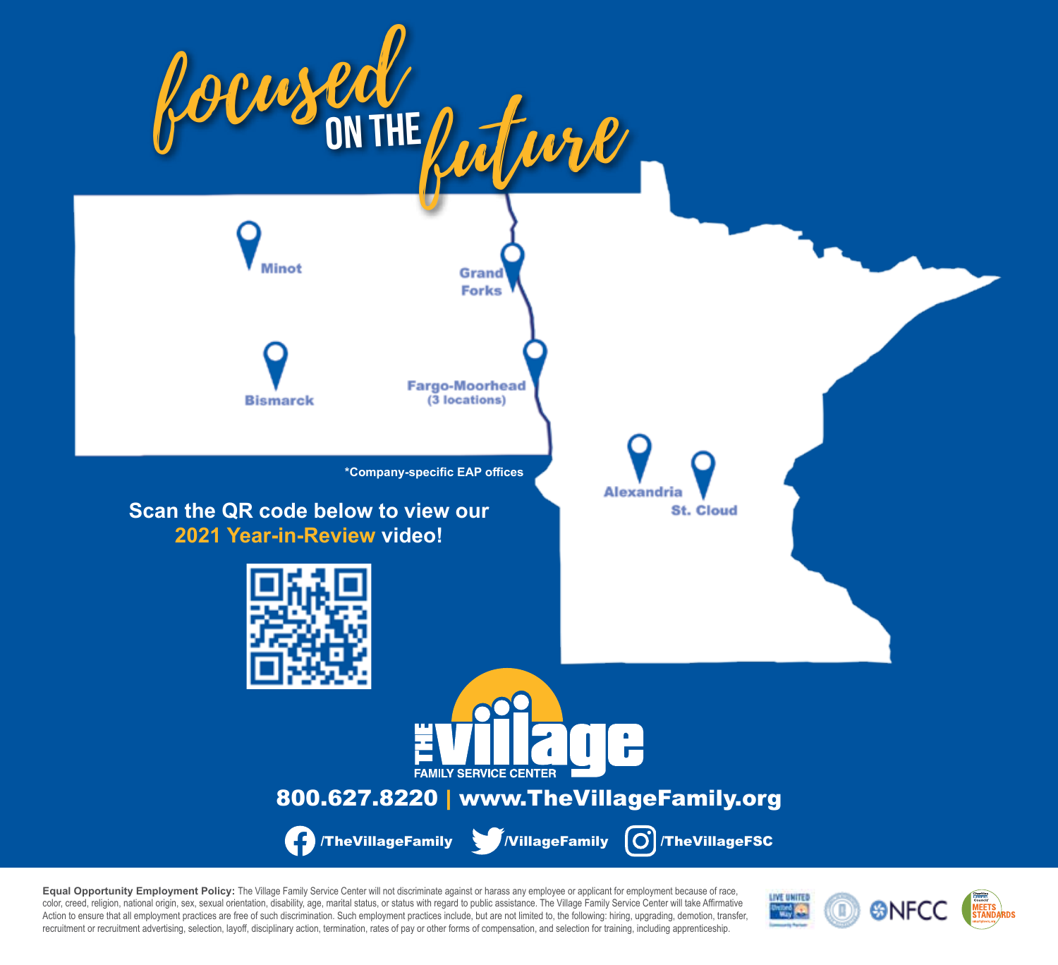# focused ON THE future

Minot

Grand Forks

Bismarck

Fargo-Moorhead (3 locations)

Alexandria

St. Cloud

*Company-specific EAP offices

**Scan the QR code below to view our 2021 Year-in-Review video!**

THE Village FAMILY SERVICE CENTER

**800.627.8220 | www.TheVillageFamily.org**

/TheVillageFamily /VillageFamily /TheVillageFSC

**Equal Opportunity Employment Policy:** The Village Family Service Center will not discriminate against or harass any employee or applicant for employment because of race, color, creed, religion, national origin, sex, sexual orientation, disability, age, marital status, or status with regard to public assistance. The Village Family Service Center will take Affirmative Action to ensure that all employment practices are free of such discrimination. Such employment practices include, but are not limited to, the following: hiring, upgrading, demotion, transfer, recruitment or recruitment advertising, selection, layoff, disciplinary action, termination, rates of pay or other forms of compensation, and selection for training, including apprenticeship.

LIVE UNITED United Way

NFCC

MEETS STANDARDS